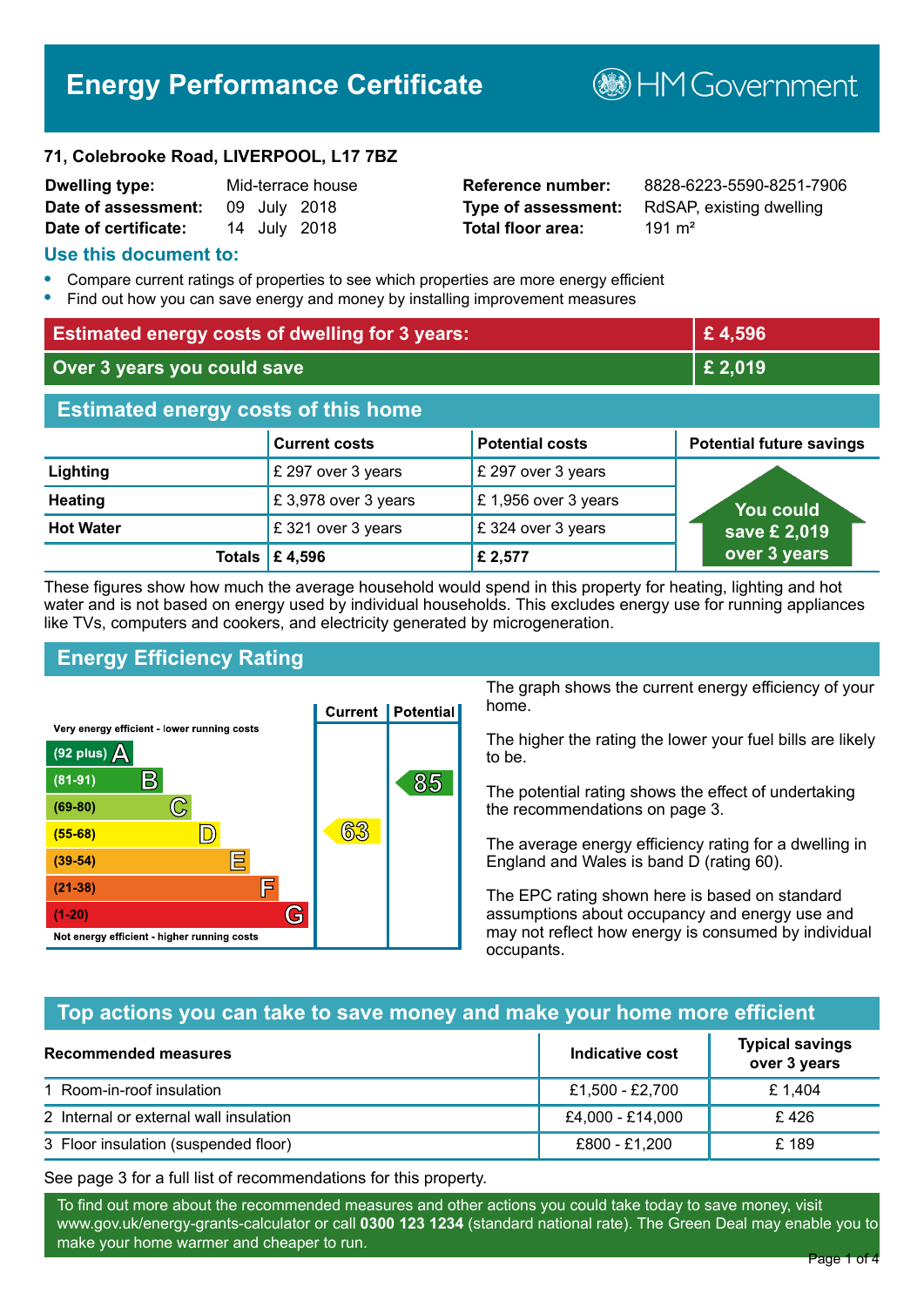# Energy Performance Certificate

HM Government

**71, Colebrooke Road, LIVERPOOL, L17 7BZ**

| | | | |
|---|---|---|---|
| **Dwelling type:** | Mid-terrace house | **Reference number:** | 8828-6223-5590-8251-7906 |
| **Date of assessment:** | 09 July 2018 | **Type of assessment:** | RdSAP, existing dwelling |
| **Date of certificate:** | 14 July 2018 | **Total floor area:** | 191 m² |

## Use this document to:

- Compare current ratings of properties to see which properties are more energy efficient
- Find out how you can save energy and money by installing improvement measures

| | |
|---|---|
| **Estimated energy costs of dwelling for 3 years:** | **£ 4,596** |
| **Over 3 years you could save** | **£ 2,019** |

## Estimated energy costs of this home

| | Current costs | Potential costs | Potential future savings |
|---|---|---|---|
| **Lighting** | £ 297 over 3 years | £ 297 over 3 years | You could save £ 2,019 over 3 years |
| **Heating** | £ 3,978 over 3 years | £ 1,956 over 3 years | |
| **Hot Water** | £ 321 over 3 years | £ 324 over 3 years | |
| **Totals** | **£ 4,596** | **£ 2,577** | |

These figures show how much the average household would spend in this property for heating, lighting and hot water and is not based on energy used by individual households. This excludes energy use for running appliances like TVs, computers and cookers, and electricity generated by microgeneration.

## Energy Efficiency Rating

| Rating | Current | Potential |
|---|---|---|
| Very energy efficient - lower running costs | | |
| (92 plus) A | | |
| (81-91) B | | 85 |
| (69-80) C | | |
| (55-68) D | 63 | |
| (39-54) E | | |
| (21-38) F | | |
| (1-20) G | | |
| Not energy efficient - higher running costs | | |

The graph shows the current energy efficiency of your home.

The higher the rating the lower your fuel bills are likely to be.

The potential rating shows the effect of undertaking the recommendations on page 3.

The average energy efficiency rating for a dwelling in England and Wales is band D (rating 60).

The EPC rating shown here is based on standard assumptions about occupancy and energy use and may not reflect how energy is consumed by individual occupants.

## Top actions you can take to save money and make your home more efficient

| Recommended measures | Indicative cost | Typical savings over 3 years |
|---|---|---|
| 1 Room-in-roof insulation | £1,500 - £2,700 | £ 1,404 |
| 2 Internal or external wall insulation | £4,000 - £14,000 | £ 426 |
| 3 Floor insulation (suspended floor) | £800 - £1,200 | £ 189 |

See page 3 for a full list of recommendations for this property.

To find out more about the recommended measures and other actions you could take today to save money, visit www.gov.uk/energy-grants-calculator or call **0300 123 1234** (standard national rate). The Green Deal may enable you to make your home warmer and cheaper to run.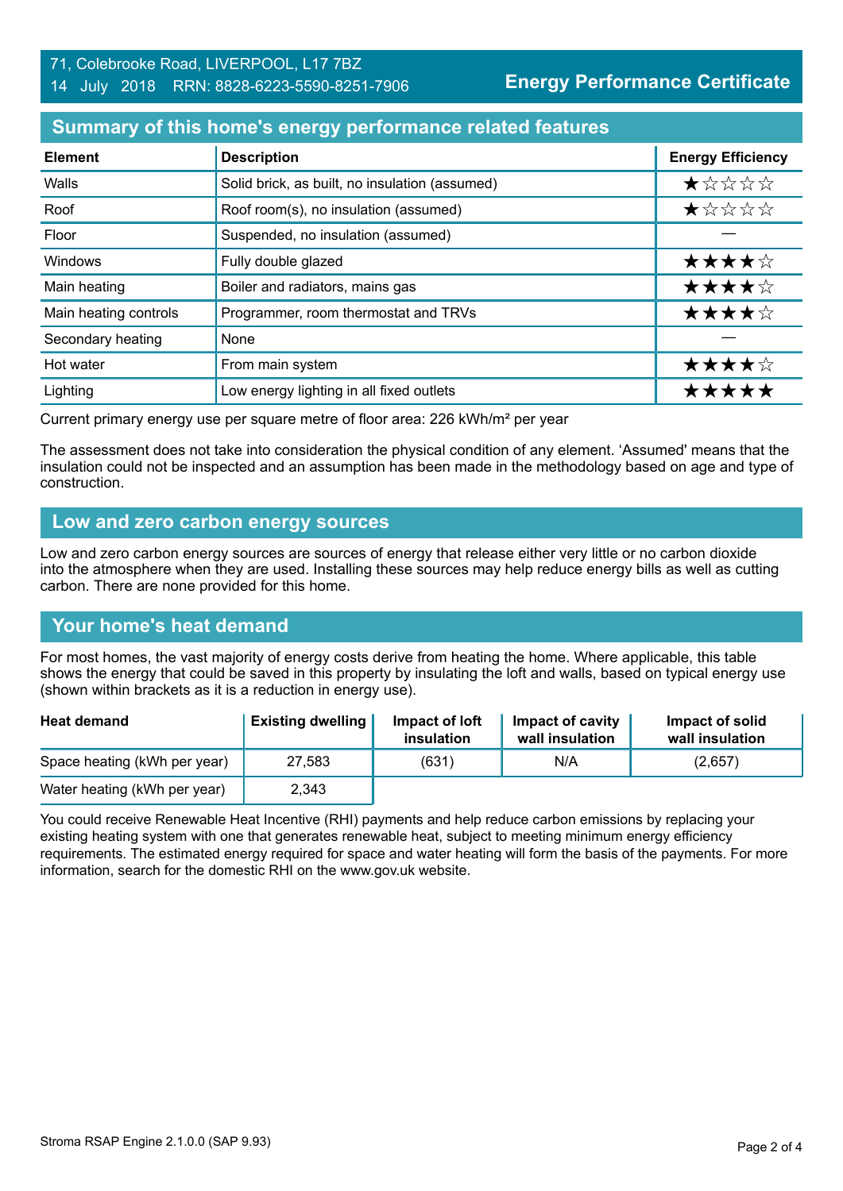71, Colebrooke Road, LIVERPOOL, L17 7BZ
14 July 2018 RRN: 8828-6223-5590-8251-7906

**Energy Performance Certificate**

## Summary of this home's energy performance related features

| Element | Description | Energy Efficiency |
|---|---|---|
| Walls | Solid brick, as built, no insulation (assumed) | ★☆☆☆☆ |
| Roof | Roof room(s), no insulation (assumed) | ★☆☆☆☆ |
| Floor | Suspended, no insulation (assumed) | — |
| Windows | Fully double glazed | ★★★★☆ |
| Main heating | Boiler and radiators, mains gas | ★★★★☆ |
| Main heating controls | Programmer, room thermostat and TRVs | ★★★★☆ |
| Secondary heating | None | — |
| Hot water | From main system | ★★★★☆ |
| Lighting | Low energy lighting in all fixed outlets | ★★★★★ |

Current primary energy use per square metre of floor area: 226 kWh/m² per year

The assessment does not take into consideration the physical condition of any element. 'Assumed' means that the insulation could not be inspected and an assumption has been made in the methodology based on age and type of construction.

## Low and zero carbon energy sources

Low and zero carbon energy sources are sources of energy that release either very little or no carbon dioxide into the atmosphere when they are used. Installing these sources may help reduce energy bills as well as cutting carbon. There are none provided for this home.

## Your home's heat demand

For most homes, the vast majority of energy costs derive from heating the home. Where applicable, this table shows the energy that could be saved in this property by insulating the loft and walls, based on typical energy use (shown within brackets as it is a reduction in energy use).

| Heat demand | Existing dwelling | Impact of loft insulation | Impact of cavity wall insulation | Impact of solid wall insulation |
|---|---|---|---|---|
| Space heating (kWh per year) | 27,583 | (631) | N/A | (2,657) |
| Water heating (kWh per year) | 2,343 | | | |

You could receive Renewable Heat Incentive (RHI) payments and help reduce carbon emissions by replacing your existing heating system with one that generates renewable heat, subject to meeting minimum energy efficiency requirements. The estimated energy required for space and water heating will form the basis of the payments. For more information, search for the domestic RHI on the www.gov.uk website.

Stroma RSAP Engine 2.1.0.0 (SAP 9.93)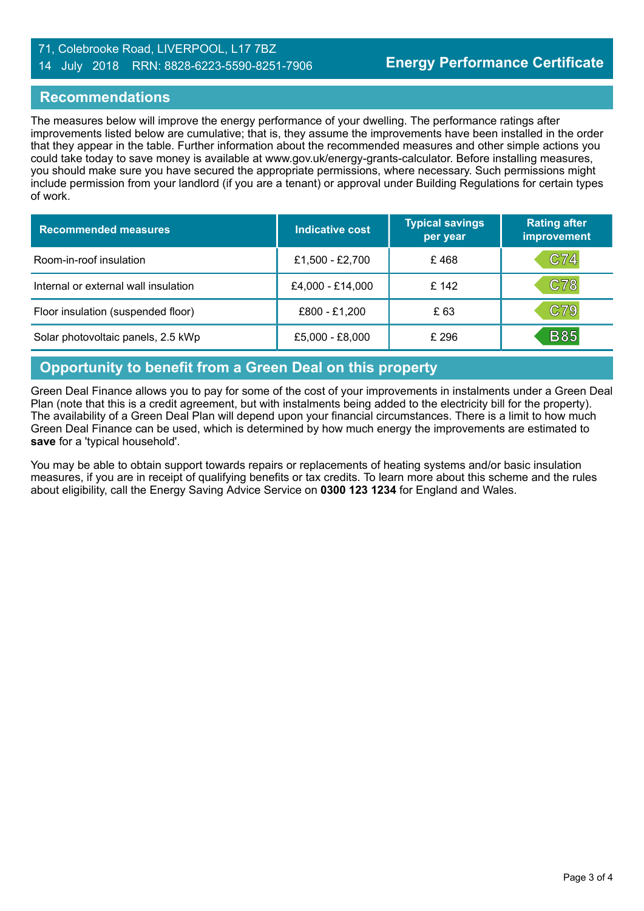71, Colebrooke Road, LIVERPOOL, L17 7BZ
14 July 2018 RRN: 8828-6223-5590-8251-7906

**Energy Performance Certificate**

## Recommendations

The measures below will improve the energy performance of your dwelling. The performance ratings after improvements listed below are cumulative; that is, they assume the improvements have been installed in the order that they appear in the table. Further information about the recommended measures and other simple actions you could take today to save money is available at www.gov.uk/energy-grants-calculator. Before installing measures, you should make sure you have secured the appropriate permissions, where necessary. Such permissions might include permission from your landlord (if you are a tenant) or approval under Building Regulations for certain types of work.

| Recommended measures | Indicative cost | Typical savings per year | Rating after improvement |
| --- | --- | --- | --- |
| Room-in-roof insulation | £1,500 - £2,700 | £ 468 | C74 |
| Internal or external wall insulation | £4,000 - £14,000 | £ 142 | C78 |
| Floor insulation (suspended floor) | £800 - £1,200 | £ 63 | C79 |
| Solar photovoltaic panels, 2.5 kWp | £5,000 - £8,000 | £ 296 | B85 |

## Opportunity to benefit from a Green Deal on this property

Green Deal Finance allows you to pay for some of the cost of your improvements in instalments under a Green Deal Plan (note that this is a credit agreement, but with instalments being added to the electricity bill for the property). The availability of a Green Deal Plan will depend upon your financial circumstances. There is a limit to how much Green Deal Finance can be used, which is determined by how much energy the improvements are estimated to **save** for a 'typical household'.

You may be able to obtain support towards repairs or replacements of heating systems and/or basic insulation measures, if you are in receipt of qualifying benefits or tax credits. To learn more about this scheme and the rules about eligibility, call the Energy Saving Advice Service on **0300 123 1234** for England and Wales.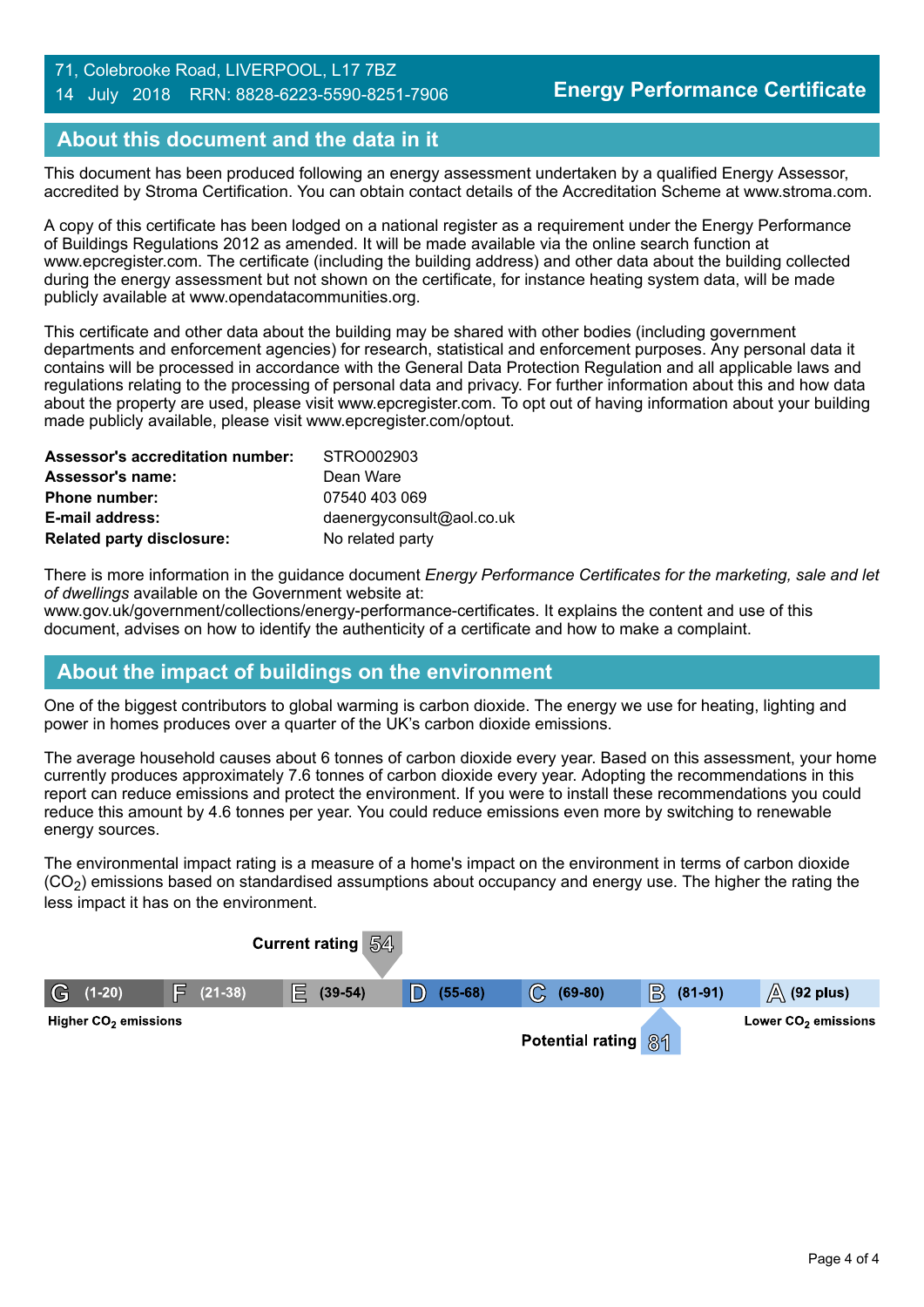71, Colebrooke Road, LIVERPOOL, L17 7BZ
14 July 2018 RRN: 8828-6223-5590-8251-7906

**Energy Performance Certificate**

## About this document and the data in it

This document has been produced following an energy assessment undertaken by a qualified Energy Assessor, accredited by Stroma Certification. You can obtain contact details of the Accreditation Scheme at www.stroma.com.

A copy of this certificate has been lodged on a national register as a requirement under the Energy Performance of Buildings Regulations 2012 as amended. It will be made available via the online search function at www.epcregister.com. The certificate (including the building address) and other data about the building collected during the energy assessment but not shown on the certificate, for instance heating system data, will be made publicly available at www.opendatacommunities.org.

This certificate and other data about the building may be shared with other bodies (including government departments and enforcement agencies) for research, statistical and enforcement purposes. Any personal data it contains will be processed in accordance with the General Data Protection Regulation and all applicable laws and regulations relating to the processing of personal data and privacy. For further information about this and how data about the property are used, please visit www.epcregister.com. To opt out of having information about your building made publicly available, please visit www.epcregister.com/optout.

| | |
|---|---|
| **Assessor's accreditation number:** | STRO002903 |
| **Assessor's name:** | Dean Ware |
| **Phone number:** | 07540 403 069 |
| **E-mail address:** | daenergyconsult@aol.co.uk |
| **Related party disclosure:** | No related party |

There is more information in the guidance document *Energy Performance Certificates for the marketing, sale and let of dwellings* available on the Government website at:
www.gov.uk/government/collections/energy-performance-certificates. It explains the content and use of this document, advises on how to identify the authenticity of a certificate and how to make a complaint.

## About the impact of buildings on the environment

One of the biggest contributors to global warming is carbon dioxide. The energy we use for heating, lighting and power in homes produces over a quarter of the UK's carbon dioxide emissions.

The average household causes about 6 tonnes of carbon dioxide every year. Based on this assessment, your home currently produces approximately 7.6 tonnes of carbon dioxide every year. Adopting the recommendations in this report can reduce emissions and protect the environment. If you were to install these recommendations you could reduce this amount by 4.6 tonnes per year. You could reduce emissions even more by switching to renewable energy sources.

The environmental impact rating is a measure of a home's impact on the environment in terms of carbon dioxide ($CO_2$) emissions based on standardised assumptions about occupancy and energy use. The higher the rating the less impact it has on the environment.

Current rating 54

G (1-20)
F (21-38)
E (39-54)
D (55-68)
C (69-80)
B (81-91)
A (92 plus)

Higher $CO_2$ emissions
Lower $CO_2$ emissions

Potential rating 81